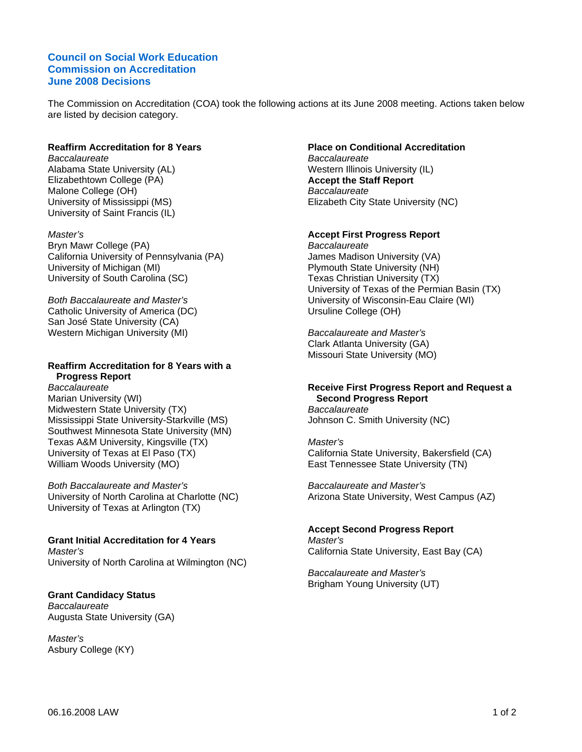# Council on Social Work Education
# Commission on Accreditation
# June 2008 Decisions

The Commission on Accreditation (COA) took the following actions at its June 2008 meeting. Actions taken below are listed by decision category.

**Reaffirm Accreditation for 8 Years**

*Baccalaureate*

Alabama State University (AL)
Elizabethtown College (PA)
Malone College (OH)
University of Mississippi (MS)
University of Saint Francis (IL)

*Master's*

Bryn Mawr College (PA)
California University of Pennsylvania (PA)
University of Michigan (MI)
University of South Carolina (SC)

*Both Baccalaureate and Master's*

Catholic University of America (DC)
San José State University (CA)
Western Michigan University (MI)

**Reaffirm Accreditation for 8 Years with a Progress Report**

*Baccalaureate*

Marian University (WI)
Midwestern State University (TX)
Mississippi State University-Starkville (MS)
Southwest Minnesota State University (MN)
Texas A&M University, Kingsville (TX)
University of Texas at El Paso (TX)
William Woods University (MO)

*Both Baccalaureate and Master's*

University of North Carolina at Charlotte (NC)
University of Texas at Arlington (TX)

**Grant Initial Accreditation for 4 Years**

*Master's*

University of North Carolina at Wilmington (NC)

**Grant Candidacy Status**

*Baccalaureate*

Augusta State University (GA)

*Master's*

Asbury College (KY)

**Place on Conditional Accreditation**

*Baccalaureate*

Western Illinois University (IL)

**Accept the Staff Report**

*Baccalaureate*

Elizabeth City State University (NC)

**Accept First Progress Report**

*Baccalaureate*

James Madison University (VA)
Plymouth State University (NH)
Texas Christian University (TX)
University of Texas of the Permian Basin (TX)
University of Wisconsin-Eau Claire (WI)
Ursuline College (OH)

*Baccalaureate and Master's*

Clark Atlanta University (GA)
Missouri State University (MO)

**Receive First Progress Report and Request a Second Progress Report**

*Baccalaureate*

Johnson C. Smith University (NC)

*Master's*

California State University, Bakersfield (CA)
East Tennessee State University (TN)

*Baccalaureate and Master's*

Arizona State University, West Campus (AZ)

**Accept Second Progress Report**

*Master's*

California State University, East Bay (CA)

*Baccalaureate and Master's*

Brigham Young University (UT)

06.16.2008 LAW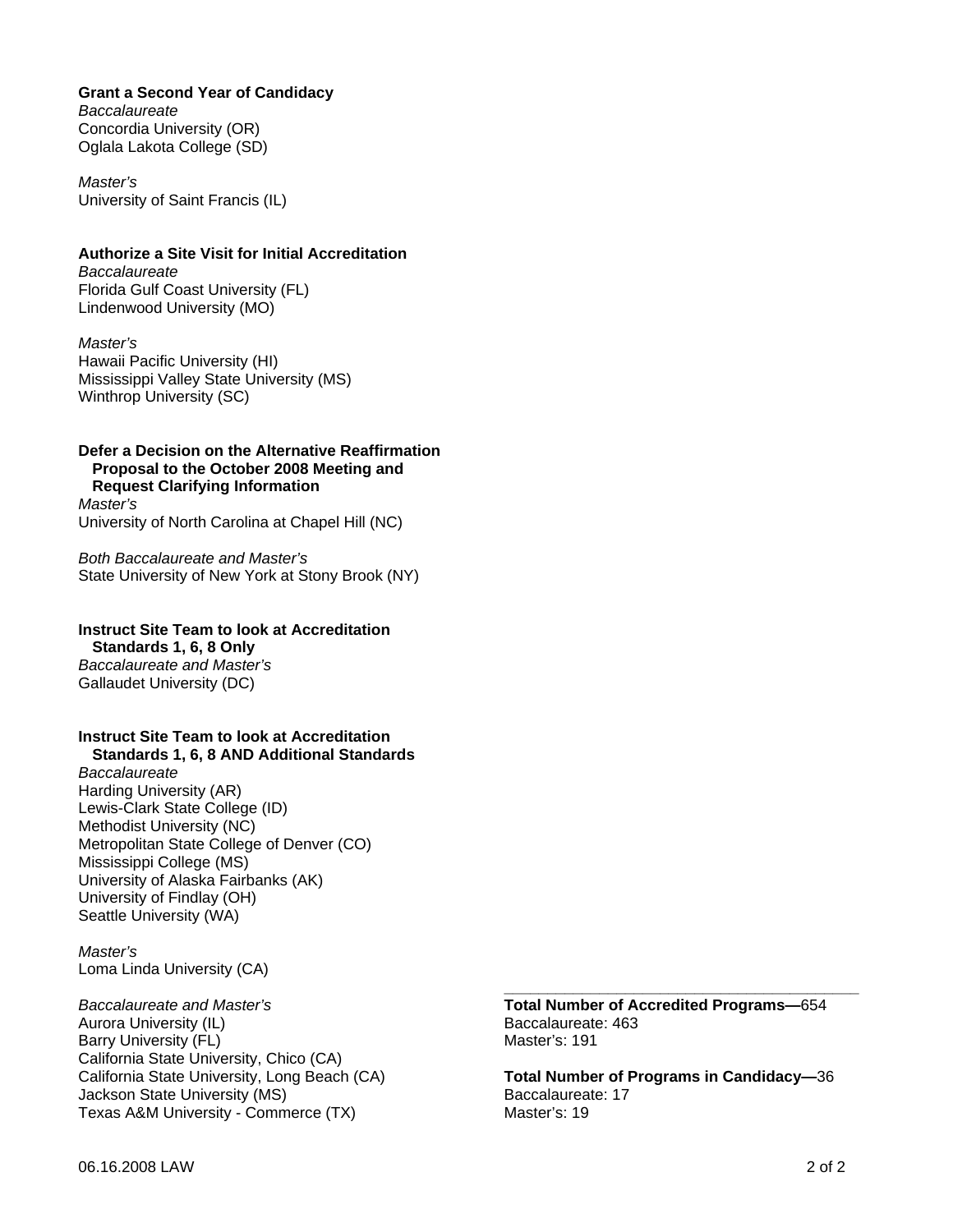**Grant a Second Year of Candidacy**

*Baccalaureate*
Concordia University (OR)
Oglala Lakota College (SD)

*Master's*
University of Saint Francis (IL)

**Authorize a Site Visit for Initial Accreditation**

*Baccalaureate*
Florida Gulf Coast University (FL)
Lindenwood University (MO)

*Master's*
Hawaii Pacific University (HI)
Mississippi Valley State University (MS)
Winthrop University (SC)

**Defer a Decision on the Alternative Reaffirmation Proposal to the October 2008 Meeting and Request Clarifying Information**

*Master's*
University of North Carolina at Chapel Hill (NC)

*Both Baccalaureate and Master's*
State University of New York at Stony Brook (NY)

**Instruct Site Team to look at Accreditation Standards 1, 6, 8 Only**

*Baccalaureate and Master's*
Gallaudet University (DC)

**Instruct Site Team to look at Accreditation Standards 1, 6, 8 AND Additional Standards**

*Baccalaureate*
Harding University (AR)
Lewis-Clark State College (ID)
Methodist University (NC)
Metropolitan State College of Denver (CO)
Mississippi College (MS)
University of Alaska Fairbanks (AK)
University of Findlay (OH)
Seattle University (WA)

*Master's*
Loma Linda University (CA)

*Baccalaureate and Master's*
Aurora University (IL)
Barry University (FL)
California State University, Chico (CA)
California State University, Long Beach (CA)
Jackson State University (MS)
Texas A&M University - Commerce (TX)

---

**Total Number of Accredited Programs—**654
Baccalaureate: 463
Master's: 191

**Total Number of Programs in Candidacy—**36
Baccalaureate: 17
Master's: 19

06.16.2008 LAW